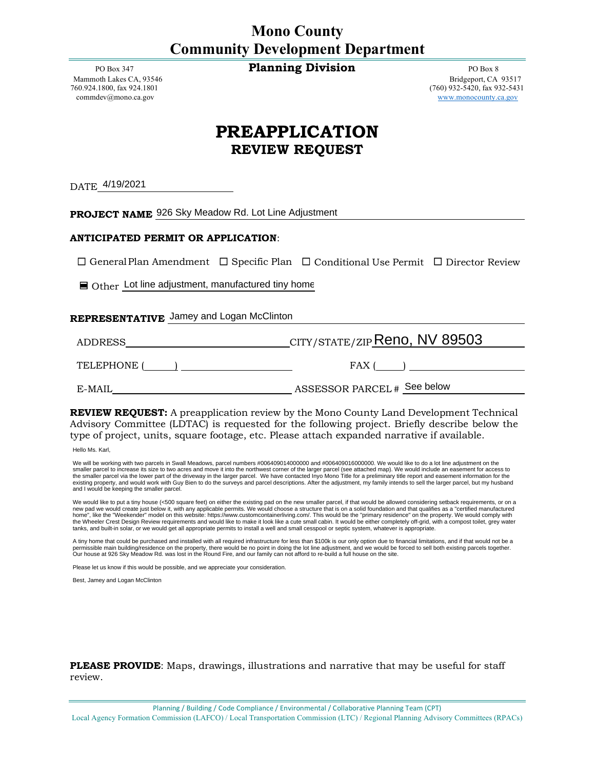# Mono County
# Community Development Department

## Planning Division

PO Box 347
Mammoth Lakes CA, 93546
760.924.1800, fax 924.1801
commdev@mono.ca.gov

PO Box 8
Bridgeport, CA 93517
(760) 932-5420, fax 932-5431
www.monocounty.ca.gov

# PREAPPLICATION
## REVIEW REQUEST

DATE 4/19/2021

**PROJECT NAME** 926 Sky Meadow Rd. Lot Line Adjustment

**ANTICIPATED PERMIT OR APPLICATION**:

☐ General Plan Amendment ☐ Specific Plan ☐ Conditional Use Permit ☐ Director Review

■ Other Lot line adjustment, manufactured tiny home

**REPRESENTATIVE** Jamey and Logan McClinton

ADDRESS ______________________ CITY/STATE/ZIP Reno, NV 89503

TELEPHONE (____) ______________ FAX (____) ______________

E-MAIL ______________________ ASSESSOR PARCEL # See below

**REVIEW REQUEST:** A preapplication review by the Mono County Land Development Technical Advisory Committee (LDTAC) is requested for the following project. Briefly describe below the type of project, units, square footage, etc. Please attach expanded narrative if available.

Hello Ms. Karl,

We will be working with two parcels in Swall Meadows, parcel numbers #006409014000000 and #006409016000000. We would like to do a lot line adjustment on the smaller parcel to increase its size to two acres and move it into the northwest corner of the larger parcel (see attached map). We would include an easement for access to the smaller parcel via the lower part of the driveway in the larger parcel. We have contacted Inyo Mono Title for a preliminary title report and easement information for the existing property, and would work with Guy Bien to do the surveys and parcel descriptions. After the adjustment, my family intends to sell the larger parcel, but my husband and I would be keeping the smaller parcel.

We would like to put a tiny house (<500 square feet) on either the existing pad on the new smaller parcel, if that would be allowed considering setback requirements, or on a new pad we would create just below it, with any applicable permits. We would choose a structure that is on a solid foundation and that qualifies as a "certified manufactured home", like the "Weekender" model on this website: https://www.customcontainerliving.com/. This would be the "primary residence" on the property. We would comply with the Wheeler Crest Design Review requirements and would like to make it look like a cute small cabin. It would be either completely off-grid, with a compost toilet, grey water tanks, and built-in solar, or we would get all appropriate permits to install a well and small cesspool or septic system, whatever is appropriate.

A tiny home that could be purchased and installed with all required infrastructure for less than $100k is our only option due to financial limitations, and if that would not be a permissible main building/residence on the property, there would be no point in doing the lot line adjustment, and we would be forced to sell both existing parcels together. Our house at 926 Sky Meadow Rd. was lost in the Round Fire, and our family can not afford to re-build a full house on the site.

Please let us know if this would be possible, and we appreciate your consideration.

Best, Jamey and Logan McClinton

**PLEASE PROVIDE**: Maps, drawings, illustrations and narrative that may be useful for staff review.

Planning / Building / Code Compliance / Environmental / Collaborative Planning Team (CPT)
Local Agency Formation Commission (LAFCO) / Local Transportation Commission (LTC) / Regional Planning Advisory Committees (RPACs)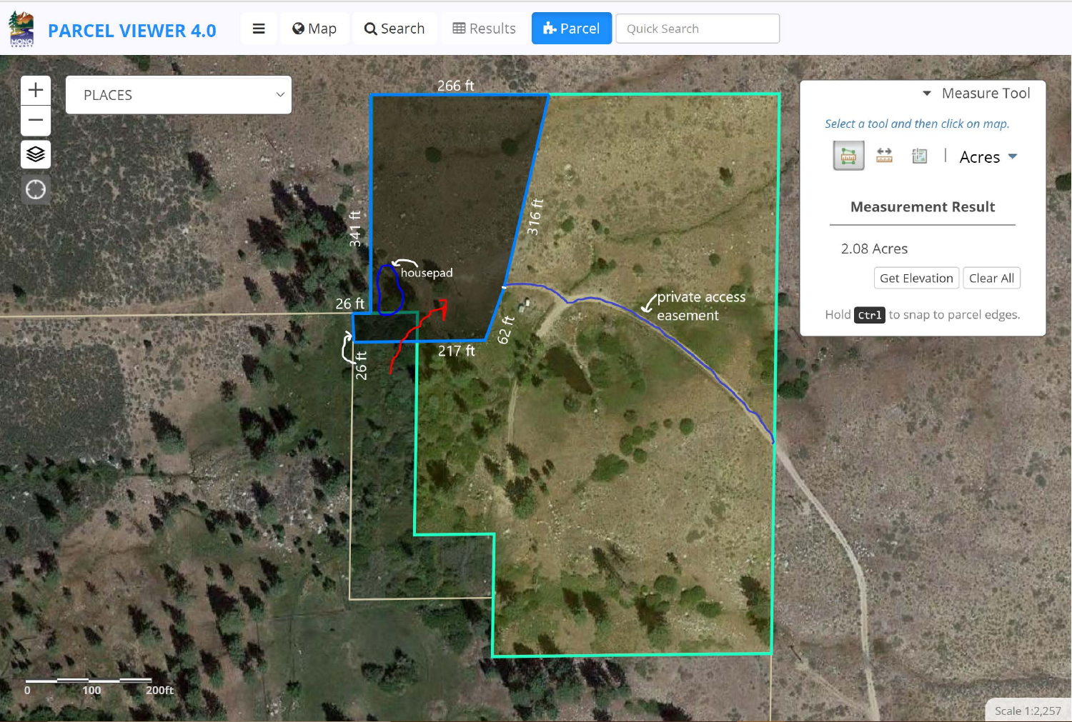PARCEL VIEWER 4.0

Map | Search | Results | Parcel | Quick Search

PLACES

266 ft

341 ft

316 ft

housepad

26 ft

62 ft

217 ft

26 ft

private access easement

Measure Tool

*Select a tool and then click on map.*

Acres

**Measurement Result**

2.08 Acres

Get Elevation | Clear All

Hold Ctrl to snap to parcel edges.

0 100 200ft

Scale 1:2,257